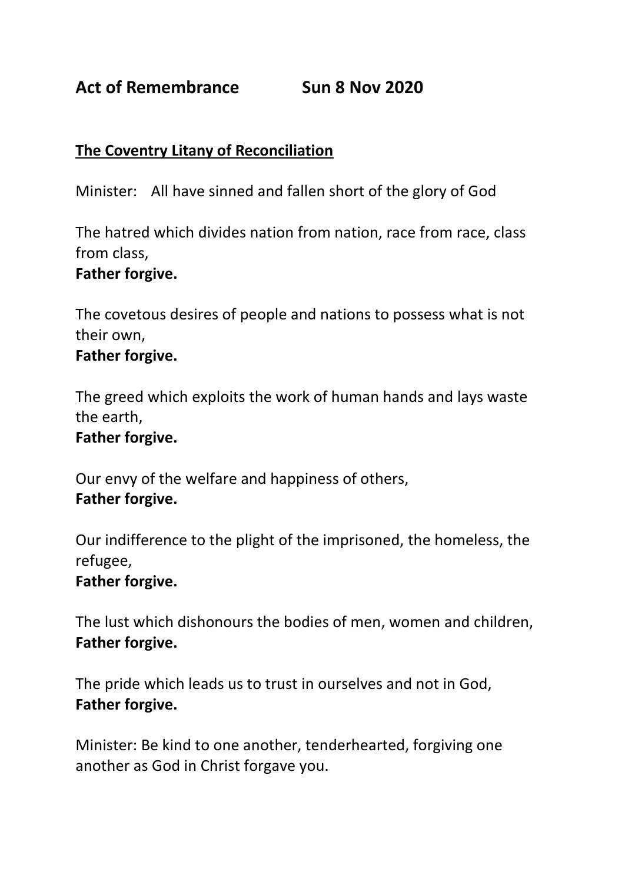# Act of Remembrance Sun 8 Nov 2020

**The Coventry Litany of Reconciliation**

Minister: All have sinned and fallen short of the glory of God

The hatred which divides nation from nation, race from race, class from class,
**Father forgive.**

The covetous desires of people and nations to possess what is not their own,
**Father forgive.**

The greed which exploits the work of human hands and lays waste the earth,
**Father forgive.**

Our envy of the welfare and happiness of others,
**Father forgive.**

Our indifference to the plight of the imprisoned, the homeless, the refugee,
**Father forgive.**

The lust which dishonours the bodies of men, women and children,
**Father forgive.**

The pride which leads us to trust in ourselves and not in God,
**Father forgive.**

Minister: Be kind to one another, tenderhearted, forgiving one another as God in Christ forgave you.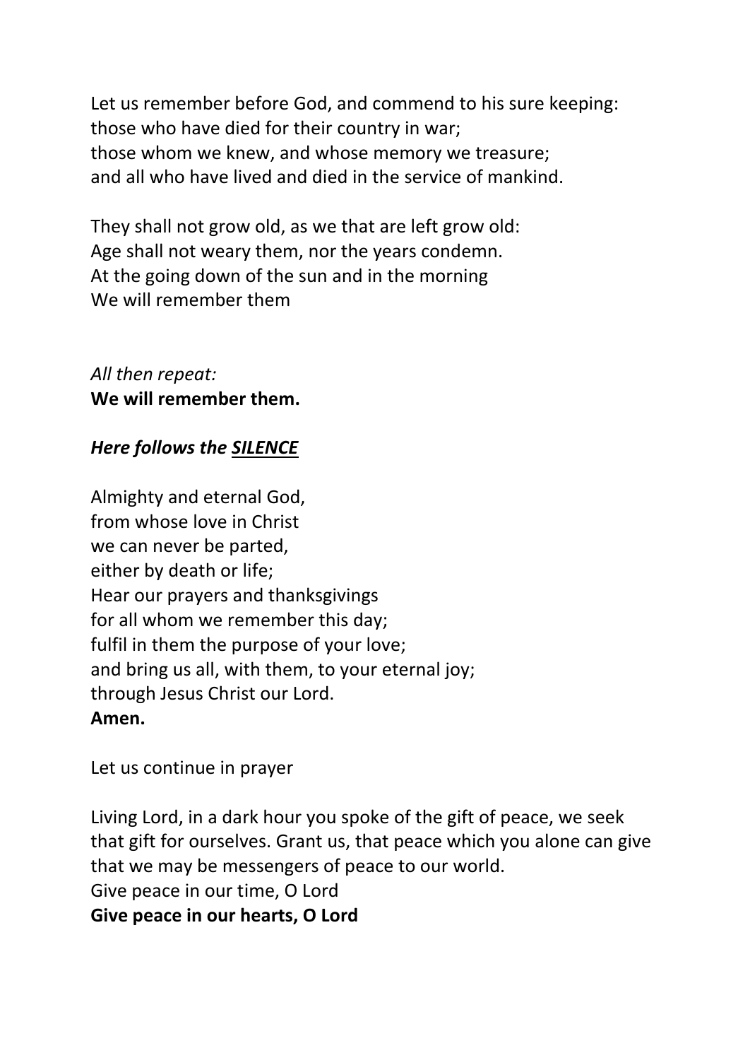Let us remember before God, and commend to his sure keeping:
those who have died for their country in war;
those whom we knew, and whose memory we treasure;
and all who have lived and died in the service of mankind.

They shall not grow old, as we that are left grow old:
Age shall not weary them, nor the years condemn.
At the going down of the sun and in the morning
We will remember them

*All then repeat:*
**We will remember them.**

***Here follows the <u>SILENCE</u>***

Almighty and eternal God,
from whose love in Christ
we can never be parted,
either by death or life;
Hear our prayers and thanksgivings
for all whom we remember this day;
fulfil in them the purpose of your love;
and bring us all, with them, to your eternal joy;
through Jesus Christ our Lord.
**Amen.**

Let us continue in prayer

Living Lord, in a dark hour you spoke of the gift of peace, we seek that gift for ourselves. Grant us, that peace which you alone can give that we may be messengers of peace to our world.
Give peace in our time, O Lord
**Give peace in our hearts, O Lord**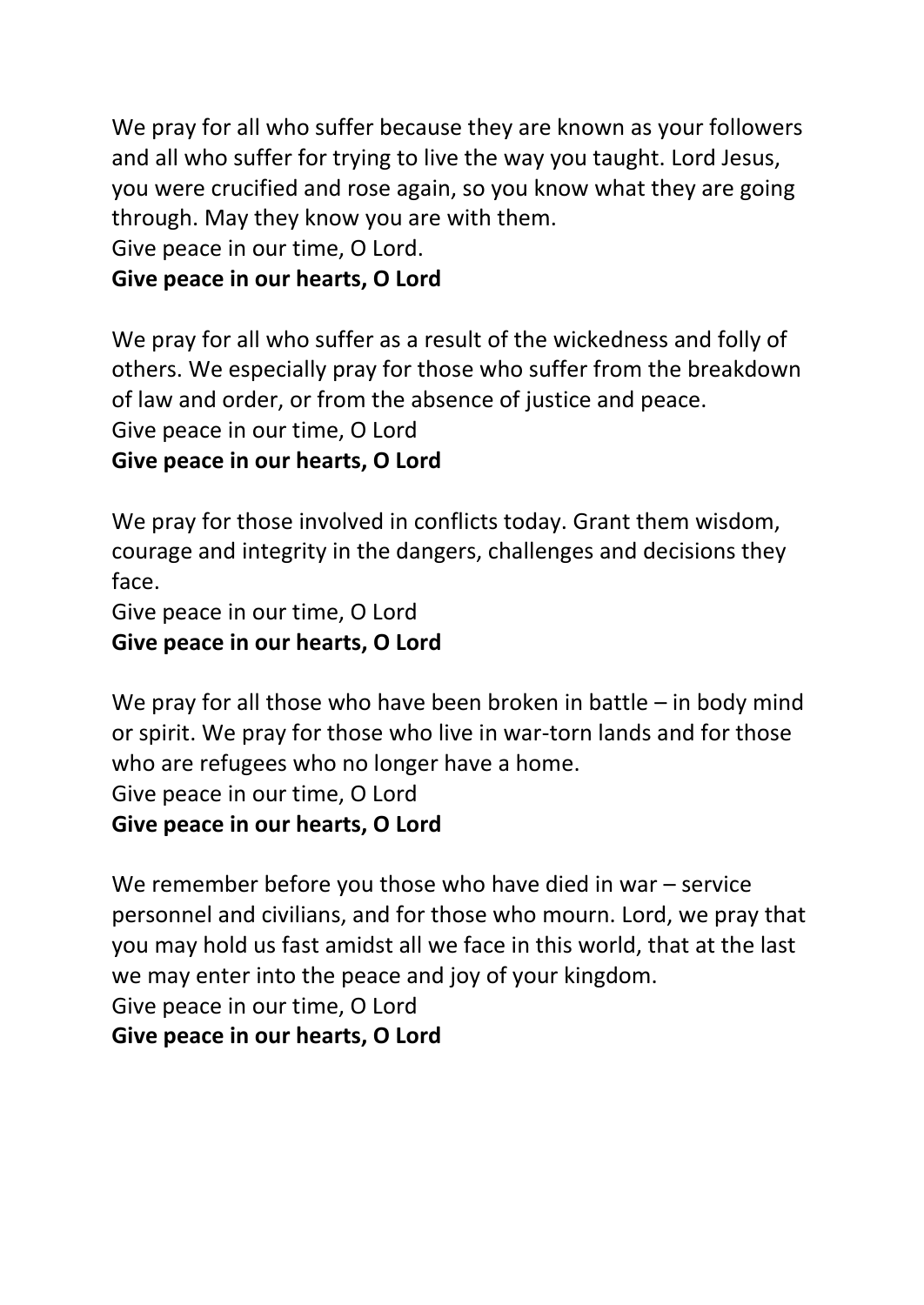We pray for all who suffer because they are known as your followers and all who suffer for trying to live the way you taught. Lord Jesus, you were crucified and rose again, so you know what they are going through. May they know you are with them.
Give peace in our time, O Lord.
**Give peace in our hearts, O Lord**

We pray for all who suffer as a result of the wickedness and folly of others. We especially pray for those who suffer from the breakdown of law and order, or from the absence of justice and peace.
Give peace in our time, O Lord
**Give peace in our hearts, O Lord**

We pray for those involved in conflicts today. Grant them wisdom, courage and integrity in the dangers, challenges and decisions they face.
Give peace in our time, O Lord
**Give peace in our hearts, O Lord**

We pray for all those who have been broken in battle – in body mind or spirit. We pray for those who live in war-torn lands and for those who are refugees who no longer have a home.
Give peace in our time, O Lord
**Give peace in our hearts, O Lord**

We remember before you those who have died in war – service personnel and civilians, and for those who mourn. Lord, we pray that you may hold us fast amidst all we face in this world, that at the last we may enter into the peace and joy of your kingdom.
Give peace in our time, O Lord
**Give peace in our hearts, O Lord**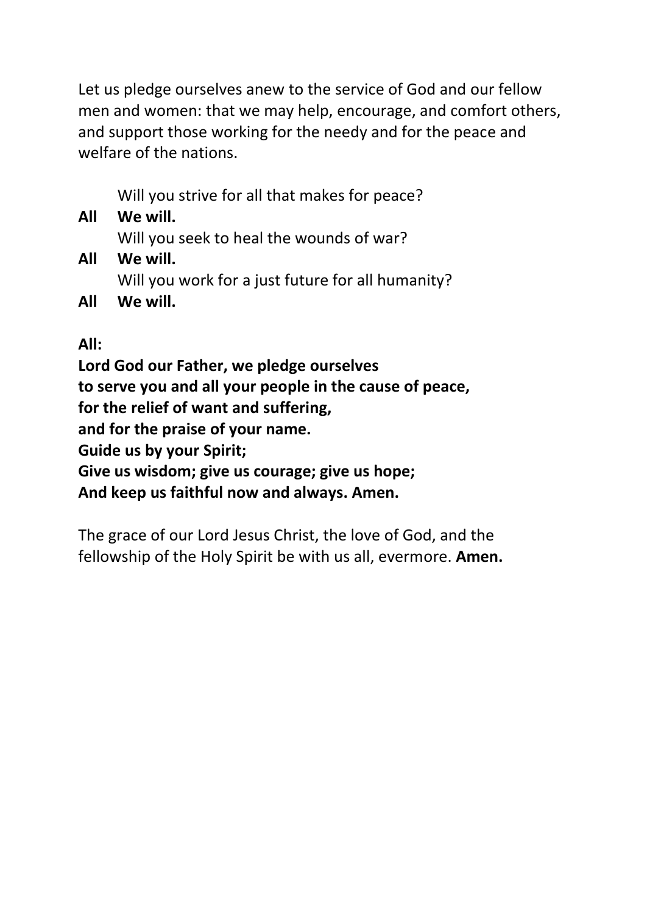Let us pledge ourselves anew to the service of God and our fellow men and women: that we may help, encourage, and comfort others, and support those working for the needy and for the peace and welfare of the nations.

Will you strive for all that makes for peace?

**All We will.**

Will you seek to heal the wounds of war?

**All We will.**

Will you work for a just future for all humanity?

**All We will.**

**All:**

**Lord God our Father, we pledge ourselves**
**to serve you and all your people in the cause of peace,**
**for the relief of want and suffering,**
**and for the praise of your name.**
**Guide us by your Spirit;**
**Give us wisdom; give us courage; give us hope;**
**And keep us faithful now and always. Amen.**

The grace of our Lord Jesus Christ, the love of God, and the fellowship of the Holy Spirit be with us all, evermore. **Amen.**